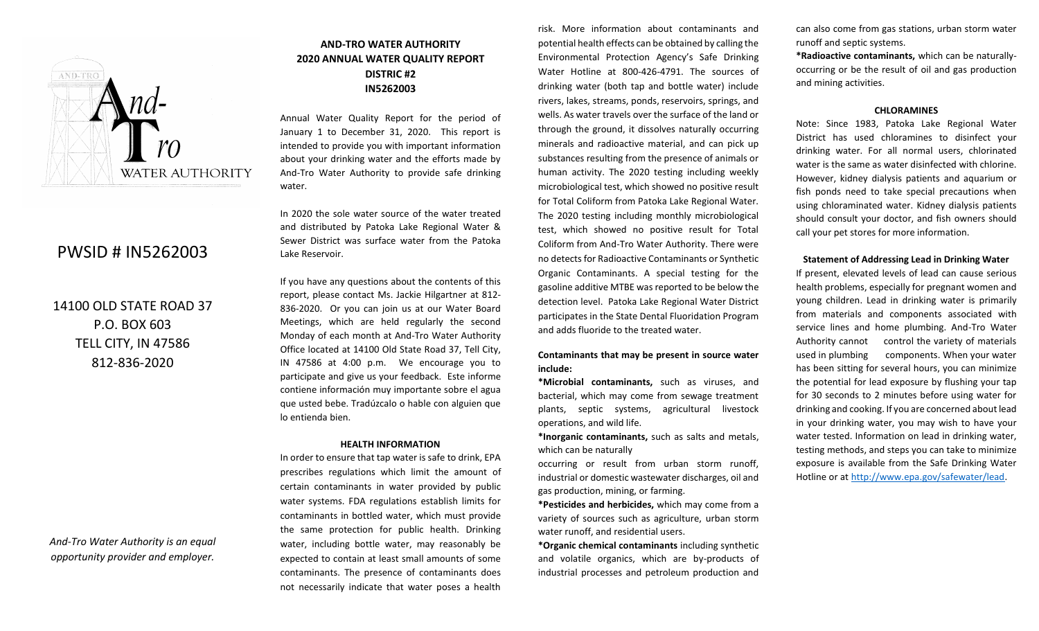PWSID # IN5262003

14100 OLD STATE ROAD 37
P.O. BOX 603
TELL CITY, IN 47586
812-836-2020

*And-Tro Water Authority is an equal opportunity provider and employer.*

## AND-TRO WATER AUTHORITY
## 2020 ANNUAL WATER QUALITY REPORT
## DISTRIC #2
## IN5262003

Annual Water Quality Report for the period of January 1 to December 31, 2020. This report is intended to provide you with important information about your drinking water and the efforts made by And-Tro Water Authority to provide safe drinking water.

In 2020 the sole water source of the water treated and distributed by Patoka Lake Regional Water & Sewer District was surface water from the Patoka Lake Reservoir.

If you have any questions about the contents of this report, please contact Ms. Jackie Hilgartner at 812-836-2020. Or you can join us at our Water Board Meetings, which are held regularly the second Monday of each month at And-Tro Water Authority Office located at 14100 Old State Road 37, Tell City, IN 47586 at 4:00 p.m. We encourage you to participate and give us your feedback. Este informe contiene información muy importante sobre el agua que usted bebe. Tradúzcalo o hable con alguien que lo entienda bien.

### HEALTH INFORMATION

In order to ensure that tap water is safe to drink, EPA prescribes regulations which limit the amount of certain contaminants in water provided by public water systems. FDA regulations establish limits for contaminants in bottled water, which must provide the same protection for public health. Drinking water, including bottle water, may reasonably be expected to contain at least small amounts of some contaminants. The presence of contaminants does not necessarily indicate that water poses a health risk. More information about contaminants and potential health effects can be obtained by calling the Environmental Protection Agency's Safe Drinking Water Hotline at 800-426-4791. The sources of drinking water (both tap and bottle water) include rivers, lakes, streams, ponds, reservoirs, springs, and wells. As water travels over the surface of the land or through the ground, it dissolves naturally occurring minerals and radioactive material, and can pick up substances resulting from the presence of animals or human activity. The 2020 testing including weekly microbiological test, which showed no positive result for Total Coliform from Patoka Lake Regional Water. The 2020 testing including monthly microbiological test, which showed no positive result for Total Coliform from And-Tro Water Authority. There were no detects for Radioactive Contaminants or Synthetic Organic Contaminants. A special testing for the gasoline additive MTBE was reported to be below the detection level. Patoka Lake Regional Water District participates in the State Dental Fluoridation Program and adds fluoride to the treated water.

### Contaminants that may be present in source water include:

***Microbial contaminants,** such as viruses, and bacterial, which may come from sewage treatment plants, septic systems, agricultural livestock operations, and wild life.

***Inorganic contaminants,** such as salts and metals, which can be naturally occurring or result from urban storm runoff, industrial or domestic wastewater discharges, oil and gas production, mining, or farming.

***Pesticides and herbicides,** which may come from a variety of sources such as agriculture, urban storm water runoff, and residential users.

***Organic chemical contaminants** including synthetic and volatile organics, which are by-products of industrial processes and petroleum production and can also come from gas stations, urban storm water runoff and septic systems.

***Radioactive contaminants,** which can be naturally-occurring or be the result of oil and gas production and mining activities.

### CHLORAMINES

Note: Since 1983, Patoka Lake Regional Water District has used chloramines to disinfect your drinking water. For all normal users, chlorinated water is the same as water disinfected with chlorine. However, kidney dialysis patients and aquarium or fish ponds need to take special precautions when using chloraminated water. Kidney dialysis patients should consult your doctor, and fish owners should call your pet stores for more information.

### Statement of Addressing Lead in Drinking Water

If present, elevated levels of lead can cause serious health problems, especially for pregnant women and young children. Lead in drinking water is primarily from materials and components associated with service lines and home plumbing. And-Tro Water Authority cannot control the variety of materials used in plumbing components. When your water has been sitting for several hours, you can minimize the potential for lead exposure by flushing your tap for 30 seconds to 2 minutes before using water for drinking and cooking. If you are concerned about lead in your drinking water, you may wish to have your water tested. Information on lead in drinking water, testing methods, and steps you can take to minimize exposure is available from the Safe Drinking Water Hotline or at http://www.epa.gov/safewater/lead.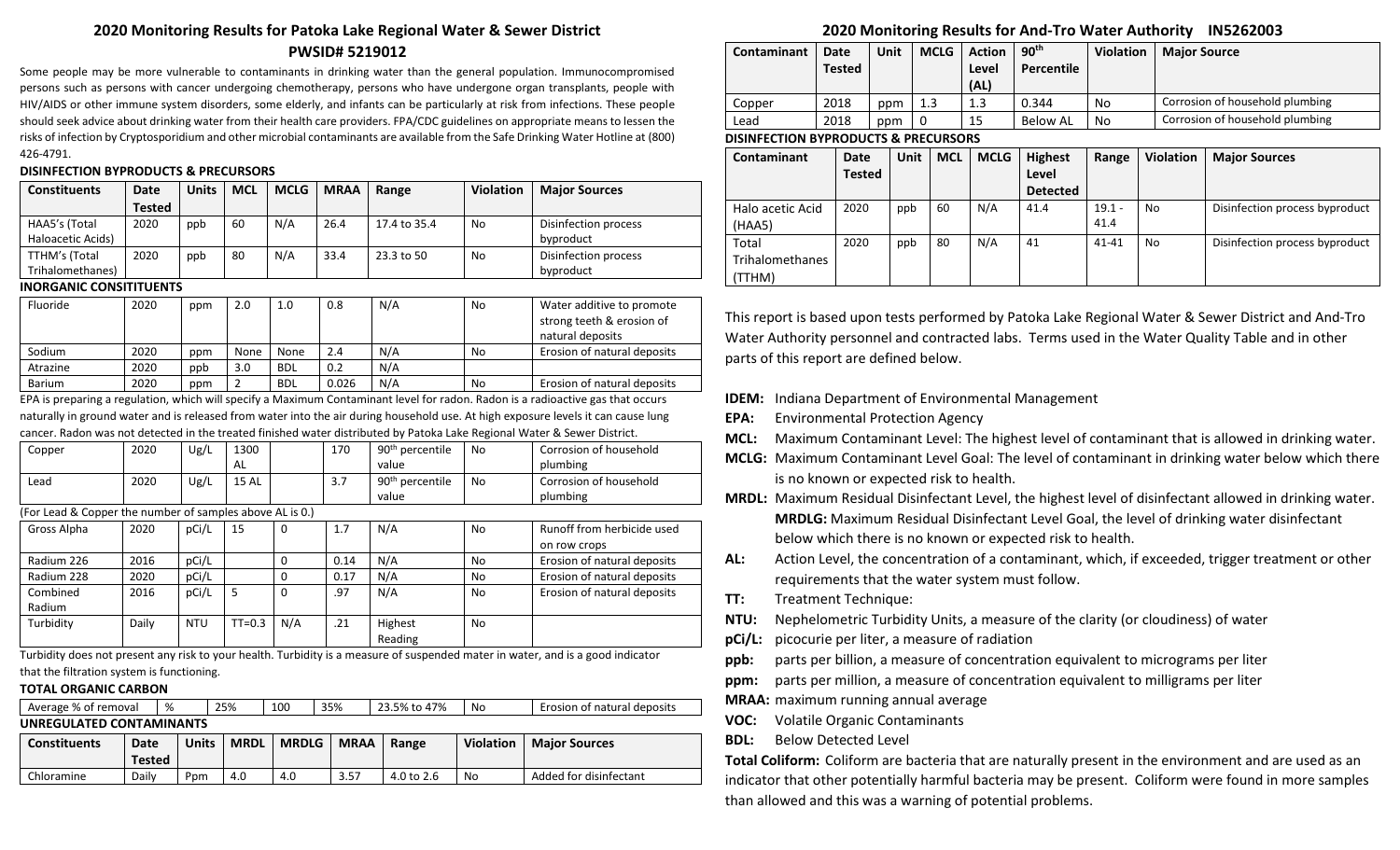## 2020 Monitoring Results for Patoka Lake Regional Water & Sewer District PWSID# 5219012

Some people may be more vulnerable to contaminants in drinking water than the general population. Immunocompromised persons such as persons with cancer undergoing chemotherapy, persons who have undergone organ transplants, people with HIV/AIDS or other immune system disorders, some elderly, and infants can be particularly at risk from infections. These people should seek advice about drinking water from their health care providers. FPA/CDC guidelines on appropriate means to lessen the risks of infection by Cryptosporidium and other microbial contaminants are available from the Safe Drinking Water Hotline at (800) 426-4791.

**DISINFECTION BYPRODUCTS & PRECURSORS**

| Constituents | Date Tested | Units | MCL | MCLG | MRAA | Range | Violation | Major Sources |
|---|---|---|---|---|---|---|---|---|
| HAA5's (Total Haloacetic Acids) | 2020 | ppb | 60 | N/A | 26.4 | 17.4 to 35.4 | No | Disinfection process byproduct |
| TTHM's (Total Trihalomethanes) | 2020 | ppb | 80 | N/A | 33.4 | 23.3 to 50 | No | Disinfection process byproduct |

**INORGANIC CONSITITUENTS**

| | | | | | | | | |
|---|---|---|---|---|---|---|---|---|
| Fluoride | 2020 | ppm | 2.0 | 1.0 | 0.8 | N/A | No | Water additive to promote strong teeth & erosion of natural deposits |
| Sodium | 2020 | ppm | None | None | 2.4 | N/A | No | Erosion of natural deposits |
| Atrazine | 2020 | ppb | 3.0 | BDL | 0.2 | N/A | | |
| Barium | 2020 | ppm | 2 | BDL | 0.026 | N/A | No | Erosion of natural deposits |

EPA is preparing a regulation, which will specify a Maximum Contaminant level for radon. Radon is a radioactive gas that occurs naturally in ground water and is released from water into the air during household use. At high exposure levels it can cause lung cancer. Radon was not detected in the treated finished water distributed by Patoka Lake Regional Water & Sewer District.

| | | | | | | | | |
|---|---|---|---|---|---|---|---|---|
| Copper | 2020 | Ug/L | 1300 AL | | 170 | 90th percentile value | No | Corrosion of household plumbing |
| Lead | 2020 | Ug/L | 15 AL | | 3.7 | 90th percentile value | No | Corrosion of household plumbing |

(For Lead & Copper the number of samples above AL is 0.)

| | | | | | | | | |
|---|---|---|---|---|---|---|---|---|
| Gross Alpha | 2020 | pCi/L | 15 | 0 | 1.7 | N/A | No | Runoff from herbicide used on row crops |
| Radium 226 | 2016 | pCi/L | | 0 | 0.14 | N/A | No | Erosion of natural deposits |
| Radium 228 | 2020 | pCi/L | | 0 | 0.17 | N/A | No | Erosion of natural deposits |
| Combined Radium | 2016 | pCi/L | 5 | 0 | .97 | N/A | No | Erosion of natural deposits |
| Turbidity | Daily | NTU | TT=0.3 | N/A | .21 | Highest Reading | No | |

Turbidity does not present any risk to your health. Turbidity is a measure of suspended mater in water, and is a good indicator that the filtration system is functioning.

**TOTAL ORGANIC CARBON**

| | | | | | | | |
|---|---|---|---|---|---|---|---|
| Average % of removal | % | 25% | 100 | 35% | 23.5% to 47% | No | Erosion of natural deposits |

**UNREGULATED CONTAMINANTS**

| Constituents | Date Tested | Units | MRDL | MRDLG | MRAA | Range | Violation | Major Sources |
|---|---|---|---|---|---|---|---|---|
| Chloramine | Daily | Ppm | 4.0 | 4.0 | 3.57 | 4.0 to 2.6 | No | Added for disinfectant |

## 2020 Monitoring Results for And-Tro Water Authority IN5262003

| Contaminant | Date Tested | Unit | MCLG | Action Level (AL) | 90th Percentile | Violation | Major Source |
|---|---|---|---|---|---|---|---|
| Copper | 2018 | ppm | 1.3 | 1.3 | 0.344 | No | Corrosion of household plumbing |
| Lead | 2018 | ppm | 0 | 15 | Below AL | No | Corrosion of household plumbing |

**DISINFECTION BYPRODUCTS & PRECURSORS**

| Contaminant | Date Tested | Unit | MCL | MCLG | Highest Level Detected | Range | Violation | Major Sources |
|---|---|---|---|---|---|---|---|---|
| Halo acetic Acid (HAA5) | 2020 | ppb | 60 | N/A | 41.4 | 19.1 - 41.4 | No | Disinfection process byproduct |
| Total Trihalomethanes (TTHM) | 2020 | ppb | 80 | N/A | 41 | 41-41 | No | Disinfection process byproduct |

This report is based upon tests performed by Patoka Lake Regional Water & Sewer District and And-Tro Water Authority personnel and contracted labs. Terms used in the Water Quality Table and in other parts of this report are defined below.

**IDEM:** Indiana Department of Environmental Management

**EPA:** Environmental Protection Agency

**MCL:** Maximum Contaminant Level: The highest level of contaminant that is allowed in drinking water.

**MCLG:** Maximum Contaminant Level Goal: The level of contaminant in drinking water below which there is no known or expected risk to health.

**MRDL:** Maximum Residual Disinfectant Level, the highest level of disinfectant allowed in drinking water. **MRDLG:** Maximum Residual Disinfectant Level Goal, the level of drinking water disinfectant below which there is no known or expected risk to health.

**AL:** Action Level, the concentration of a contaminant, which, if exceeded, trigger treatment or other requirements that the water system must follow.

**TT:** Treatment Technique:

**NTU:** Nephelometric Turbidity Units, a measure of the clarity (or cloudiness) of water

**pCi/L:** picocurie per liter, a measure of radiation

**ppb:** parts per billion, a measure of concentration equivalent to micrograms per liter

**ppm:** parts per million, a measure of concentration equivalent to milligrams per liter

**MRAA:** maximum running annual average

**VOC:** Volatile Organic Contaminants

**BDL:** Below Detected Level

**Total Coliform:** Coliform are bacteria that are naturally present in the environment and are used as an indicator that other potentially harmful bacteria may be present. Coliform were found in more samples than allowed and this was a warning of potential problems.